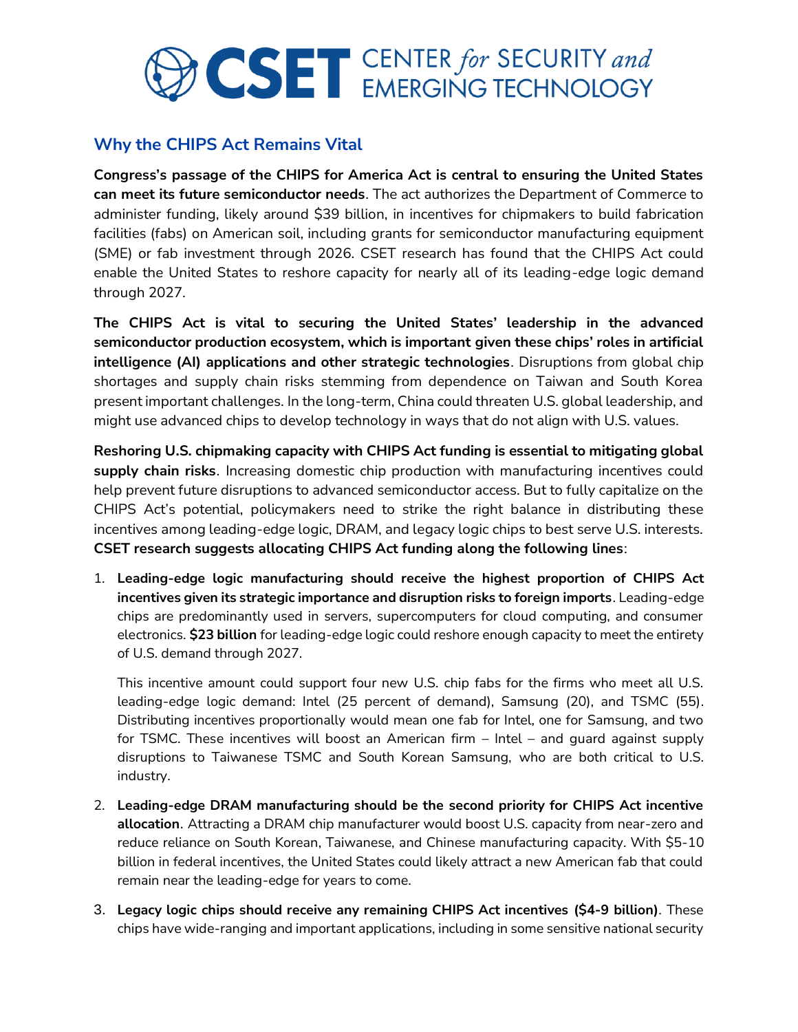# CSET CENTER *for* SECURITY *and* EMERGING TECHNOLOGY

## Why the CHIPS Act Remains Vital

**Congress's passage of the CHIPS for America Act is central to ensuring the United States can meet its future semiconductor needs**. The act authorizes the Department of Commerce to administer funding, likely around $39 billion, in incentives for chipmakers to build fabrication facilities (fabs) on American soil, including grants for semiconductor manufacturing equipment (SME) or fab investment through 2026. CSET research has found that the CHIPS Act could enable the United States to reshore capacity for nearly all of its leading-edge logic demand through 2027.

**The CHIPS Act is vital to securing the United States' leadership in the advanced semiconductor production ecosystem, which is important given these chips' roles in artificial intelligence (AI) applications and other strategic technologies**. Disruptions from global chip shortages and supply chain risks stemming from dependence on Taiwan and South Korea present important challenges. In the long-term, China could threaten U.S. global leadership, and might use advanced chips to develop technology in ways that do not align with U.S. values.

**Reshoring U.S. chipmaking capacity with CHIPS Act funding is essential to mitigating global supply chain risks**. Increasing domestic chip production with manufacturing incentives could help prevent future disruptions to advanced semiconductor access. But to fully capitalize on the CHIPS Act's potential, policymakers need to strike the right balance in distributing these incentives among leading-edge logic, DRAM, and legacy logic chips to best serve U.S. interests. **CSET research suggests allocating CHIPS Act funding along the following lines**:

1. **Leading-edge logic manufacturing should receive the highest proportion of CHIPS Act incentives given its strategic importance and disruption risks to foreign imports**. Leading-edge chips are predominantly used in servers, supercomputers for cloud computing, and consumer electronics. **$23 billion** for leading-edge logic could reshore enough capacity to meet the entirety of U.S. demand through 2027.

   This incentive amount could support four new U.S. chip fabs for the firms who meet all U.S. leading-edge logic demand: Intel (25 percent of demand), Samsung (20), and TSMC (55). Distributing incentives proportionally would mean one fab for Intel, one for Samsung, and two for TSMC. These incentives will boost an American firm – Intel – and guard against supply disruptions to Taiwanese TSMC and South Korean Samsung, who are both critical to U.S. industry.

2. **Leading-edge DRAM manufacturing should be the second priority for CHIPS Act incentive allocation**. Attracting a DRAM chip manufacturer would boost U.S. capacity from near-zero and reduce reliance on South Korean, Taiwanese, and Chinese manufacturing capacity. With $5-10 billion in federal incentives, the United States could likely attract a new American fab that could remain near the leading-edge for years to come.

3. **Legacy logic chips should receive any remaining CHIPS Act incentives ($4-9 billion)**. These chips have wide-ranging and important applications, including in some sensitive national security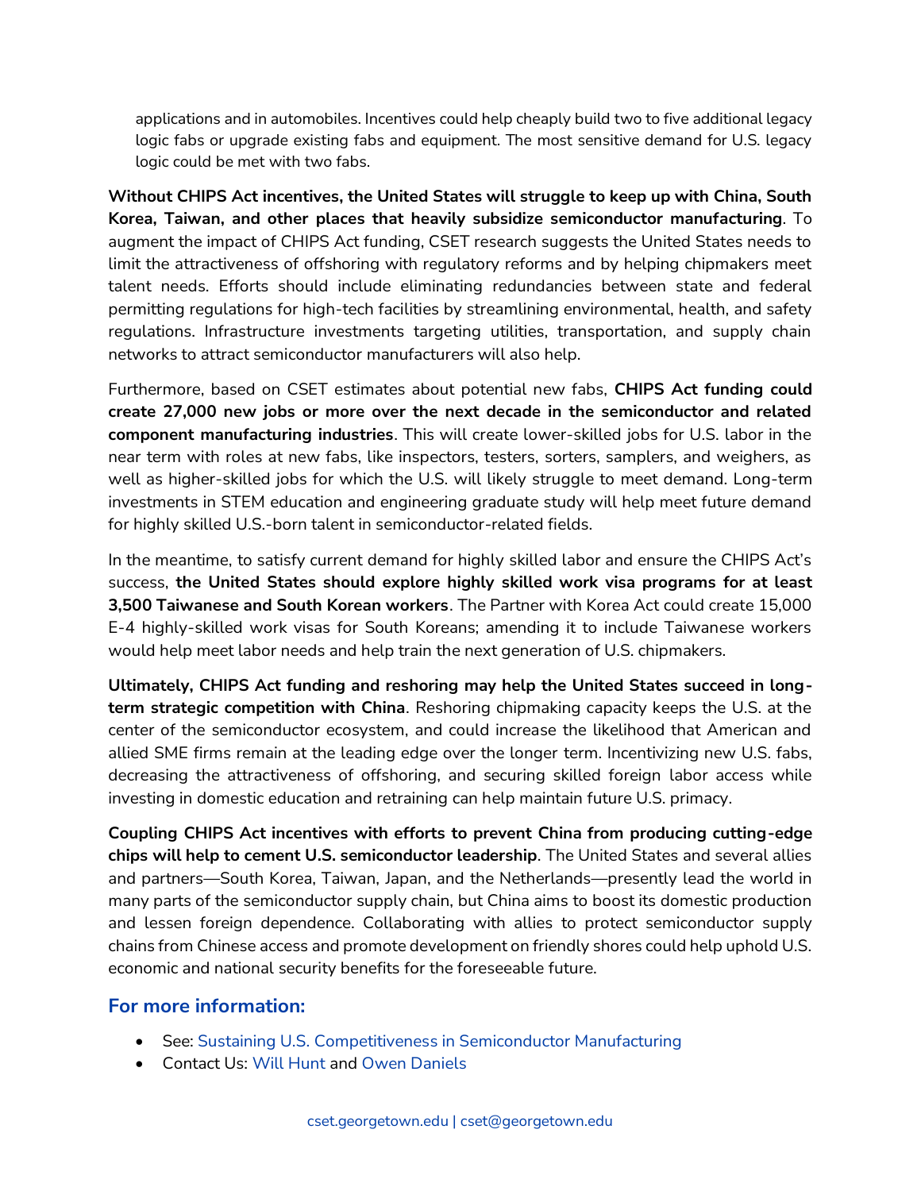applications and in automobiles. Incentives could help cheaply build two to five additional legacy logic fabs or upgrade existing fabs and equipment. The most sensitive demand for U.S. legacy logic could be met with two fabs.

**Without CHIPS Act incentives, the United States will struggle to keep up with China, South Korea, Taiwan, and other places that heavily subsidize semiconductor manufacturing**. To augment the impact of CHIPS Act funding, CSET research suggests the United States needs to limit the attractiveness of offshoring with regulatory reforms and by helping chipmakers meet talent needs. Efforts should include eliminating redundancies between state and federal permitting regulations for high-tech facilities by streamlining environmental, health, and safety regulations. Infrastructure investments targeting utilities, transportation, and supply chain networks to attract semiconductor manufacturers will also help.

Furthermore, based on CSET estimates about potential new fabs, **CHIPS Act funding could create 27,000 new jobs or more over the next decade in the semiconductor and related component manufacturing industries**. This will create lower-skilled jobs for U.S. labor in the near term with roles at new fabs, like inspectors, testers, sorters, samplers, and weighers, as well as higher-skilled jobs for which the U.S. will likely struggle to meet demand. Long-term investments in STEM education and engineering graduate study will help meet future demand for highly skilled U.S.-born talent in semiconductor-related fields.

In the meantime, to satisfy current demand for highly skilled labor and ensure the CHIPS Act's success, **the United States should explore highly skilled work visa programs for at least 3,500 Taiwanese and South Korean workers**. The Partner with Korea Act could create 15,000 E-4 highly-skilled work visas for South Koreans; amending it to include Taiwanese workers would help meet labor needs and help train the next generation of U.S. chipmakers.

**Ultimately, CHIPS Act funding and reshoring may help the United States succeed in long-term strategic competition with China**. Reshoring chipmaking capacity keeps the U.S. at the center of the semiconductor ecosystem, and could increase the likelihood that American and allied SME firms remain at the leading edge over the longer term. Incentivizing new U.S. fabs, decreasing the attractiveness of offshoring, and securing skilled foreign labor access while investing in domestic education and retraining can help maintain future U.S. primacy.

**Coupling CHIPS Act incentives with efforts to prevent China from producing cutting-edge chips will help to cement U.S. semiconductor leadership**. The United States and several allies and partners—South Korea, Taiwan, Japan, and the Netherlands—presently lead the world in many parts of the semiconductor supply chain, but China aims to boost its domestic production and lessen foreign dependence. Collaborating with allies to protect semiconductor supply chains from Chinese access and promote development on friendly shores could help uphold U.S. economic and national security benefits for the foreseeable future.

## For more information:

- See: Sustaining U.S. Competitiveness in Semiconductor Manufacturing
- Contact Us: Will Hunt and Owen Daniels

cset.georgetown.edu | cset@georgetown.edu